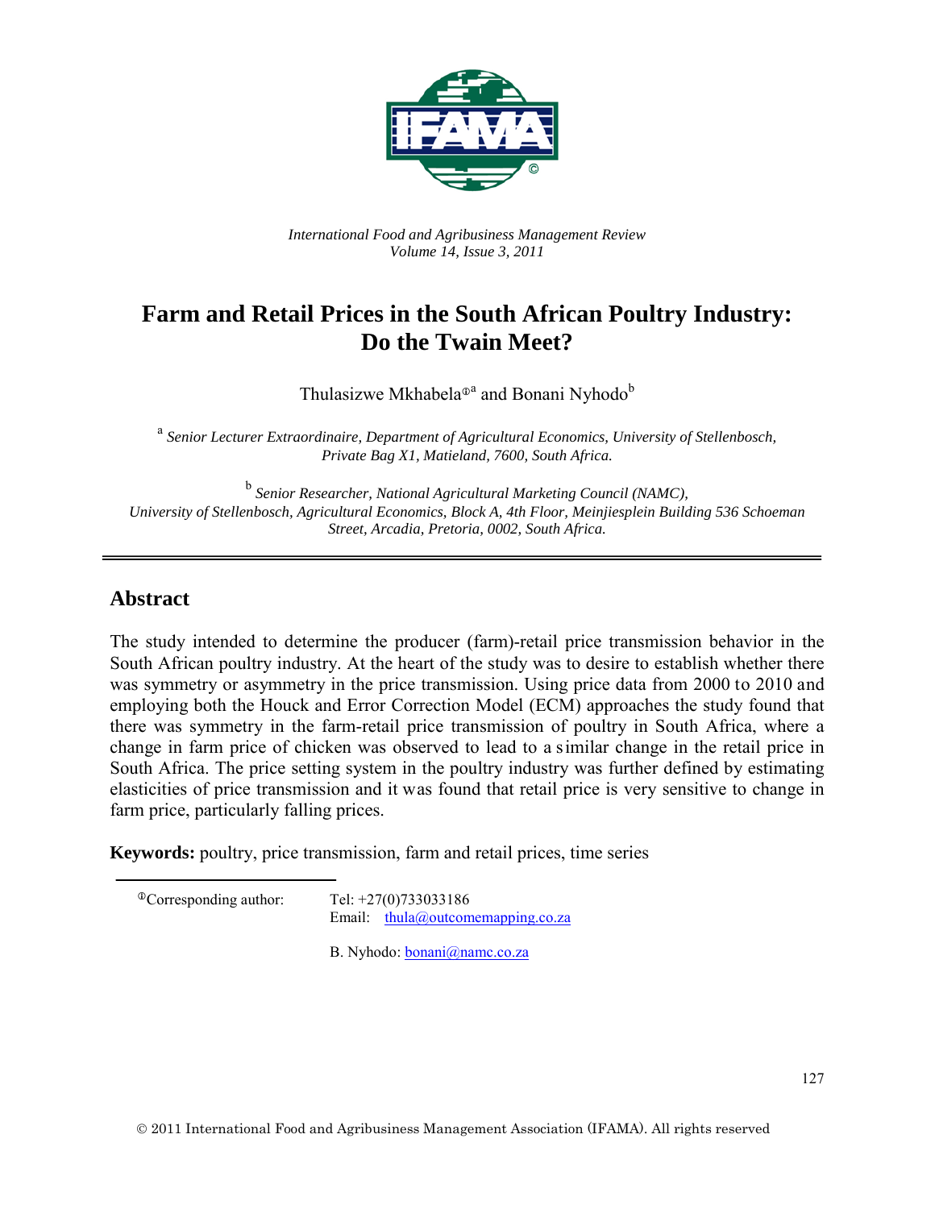*International Food and Agribusiness Management Review*
*Volume 14, Issue 3, 2011*

# Farm and Retail Prices in the South African Poultry Industry: Do the Twain Meet?

Thulasizwe Mkhabela[ⓡa] and Bonani Nyhodo[b]

[a] *Senior Lecturer Extraordinaire, Department of Agricultural Economics, University of Stellenbosch, Private Bag X1, Matieland, 7600, South Africa.*

[b] *Senior Researcher, National Agricultural Marketing Council (NAMC), University of Stellenbosch, Agricultural Economics, Block A, 4th Floor, Meinjiesplein Building 536 Schoeman Street, Arcadia, Pretoria, 0002, South Africa.*

---

## Abstract

The study intended to determine the producer (farm)-retail price transmission behavior in the South African poultry industry. At the heart of the study was to desire to establish whether there was symmetry or asymmetry in the price transmission. Using price data from 2000 to 2010 and employing both the Houck and Error Correction Model (ECM) approaches the study found that there was symmetry in the farm-retail price transmission of poultry in South Africa, where a change in farm price of chicken was observed to lead to a similar change in the retail price in South Africa. The price setting system in the poultry industry was further defined by estimating elasticities of price transmission and it was found that retail price is very sensitive to change in farm price, particularly falling prices.

**Keywords:** poultry, price transmission, farm and retail prices, time series

---

[ⓡ]Corresponding author: Tel: +27(0)733033186
Email: thula@outcomemapping.co.za

B. Nyhodo: bonani@namc.co.za

© 2011 International Food and Agribusiness Management Association (IFAMA). All rights reserved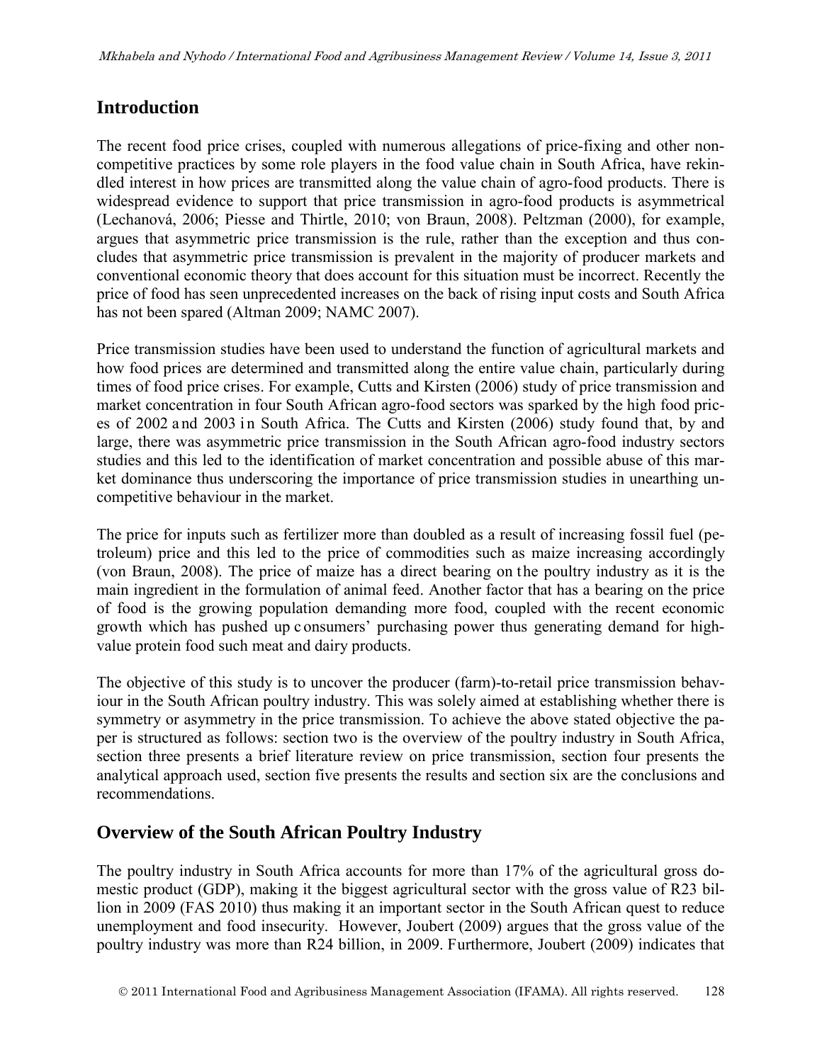## Introduction

The recent food price crises, coupled with numerous allegations of price-fixing and other non-competitive practices by some role players in the food value chain in South Africa, have rekindled interest in how prices are transmitted along the value chain of agro-food products. There is widespread evidence to support that price transmission in agro-food products is asymmetrical (Lechanová, 2006; Piesse and Thirtle, 2010; von Braun, 2008). Peltzman (2000), for example, argues that asymmetric price transmission is the rule, rather than the exception and thus concludes that asymmetric price transmission is prevalent in the majority of producer markets and conventional economic theory that does account for this situation must be incorrect. Recently the price of food has seen unprecedented increases on the back of rising input costs and South Africa has not been spared (Altman 2009; NAMC 2007).

Price transmission studies have been used to understand the function of agricultural markets and how food prices are determined and transmitted along the entire value chain, particularly during times of food price crises. For example, Cutts and Kirsten (2006) study of price transmission and market concentration in four South African agro-food sectors was sparked by the high food prices of 2002 and 2003 in South Africa. The Cutts and Kirsten (2006) study found that, by and large, there was asymmetric price transmission in the South African agro-food industry sectors studies and this led to the identification of market concentration and possible abuse of this market dominance thus underscoring the importance of price transmission studies in unearthing uncompetitive behaviour in the market.

The price for inputs such as fertilizer more than doubled as a result of increasing fossil fuel (petroleum) price and this led to the price of commodities such as maize increasing accordingly (von Braun, 2008). The price of maize has a direct bearing on the poultry industry as it is the main ingredient in the formulation of animal feed. Another factor that has a bearing on the price of food is the growing population demanding more food, coupled with the recent economic growth which has pushed up consumers' purchasing power thus generating demand for high-value protein food such meat and dairy products.

The objective of this study is to uncover the producer (farm)-to-retail price transmission behaviour in the South African poultry industry. This was solely aimed at establishing whether there is symmetry or asymmetry in the price transmission. To achieve the above stated objective the paper is structured as follows: section two is the overview of the poultry industry in South Africa, section three presents a brief literature review on price transmission, section four presents the analytical approach used, section five presents the results and section six are the conclusions and recommendations.

## Overview of the South African Poultry Industry

The poultry industry in South Africa accounts for more than 17% of the agricultural gross domestic product (GDP), making it the biggest agricultural sector with the gross value of R23 billion in 2009 (FAS 2010) thus making it an important sector in the South African quest to reduce unemployment and food insecurity. However, Joubert (2009) argues that the gross value of the poultry industry was more than R24 billion, in 2009. Furthermore, Joubert (2009) indicates that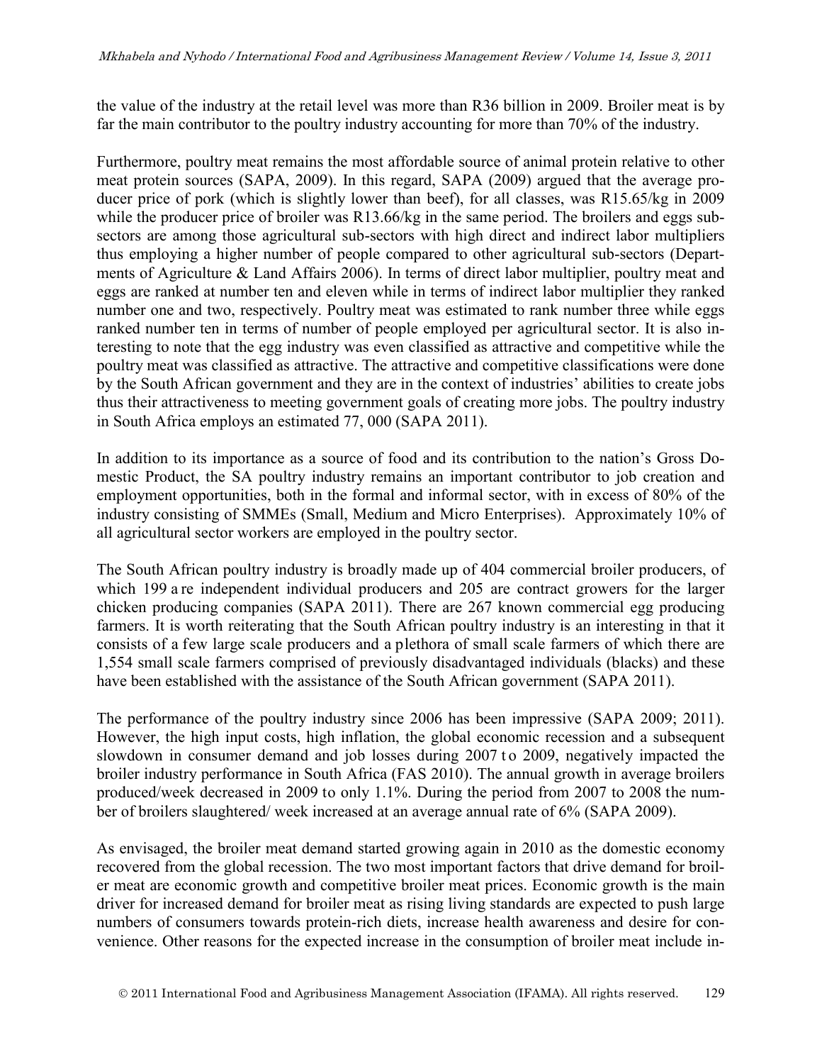the value of the industry at the retail level was more than R36 billion in 2009. Broiler meat is by far the main contributor to the poultry industry accounting for more than 70% of the industry.

Furthermore, poultry meat remains the most affordable source of animal protein relative to other meat protein sources (SAPA, 2009). In this regard, SAPA (2009) argued that the average producer price of pork (which is slightly lower than beef), for all classes, was R15.65/kg in 2009 while the producer price of broiler was R13.66/kg in the same period. The broilers and eggs subsectors are among those agricultural sub-sectors with high direct and indirect labor multipliers thus employing a higher number of people compared to other agricultural sub-sectors (Departments of Agriculture & Land Affairs 2006). In terms of direct labor multiplier, poultry meat and eggs are ranked at number ten and eleven while in terms of indirect labor multiplier they ranked number one and two, respectively. Poultry meat was estimated to rank number three while eggs ranked number ten in terms of number of people employed per agricultural sector. It is also interesting to note that the egg industry was even classified as attractive and competitive while the poultry meat was classified as attractive. The attractive and competitive classifications were done by the South African government and they are in the context of industries' abilities to create jobs thus their attractiveness to meeting government goals of creating more jobs. The poultry industry in South Africa employs an estimated 77, 000 (SAPA 2011).

In addition to its importance as a source of food and its contribution to the nation's Gross Domestic Product, the SA poultry industry remains an important contributor to job creation and employment opportunities, both in the formal and informal sector, with in excess of 80% of the industry consisting of SMMEs (Small, Medium and Micro Enterprises). Approximately 10% of all agricultural sector workers are employed in the poultry sector.

The South African poultry industry is broadly made up of 404 commercial broiler producers, of which 199 are independent individual producers and 205 are contract growers for the larger chicken producing companies (SAPA 2011). There are 267 known commercial egg producing farmers. It is worth reiterating that the South African poultry industry is an interesting in that it consists of a few large scale producers and a plethora of small scale farmers of which there are 1,554 small scale farmers comprised of previously disadvantaged individuals (blacks) and these have been established with the assistance of the South African government (SAPA 2011).

The performance of the poultry industry since 2006 has been impressive (SAPA 2009; 2011). However, the high input costs, high inflation, the global economic recession and a subsequent slowdown in consumer demand and job losses during 2007 to 2009, negatively impacted the broiler industry performance in South Africa (FAS 2010). The annual growth in average broilers produced/week decreased in 2009 to only 1.1%. During the period from 2007 to 2008 the number of broilers slaughtered/ week increased at an average annual rate of 6% (SAPA 2009).

As envisaged, the broiler meat demand started growing again in 2010 as the domestic economy recovered from the global recession. The two most important factors that drive demand for broiler meat are economic growth and competitive broiler meat prices. Economic growth is the main driver for increased demand for broiler meat as rising living standards are expected to push large numbers of consumers towards protein-rich diets, increase health awareness and desire for convenience. Other reasons for the expected increase in the consumption of broiler meat include in-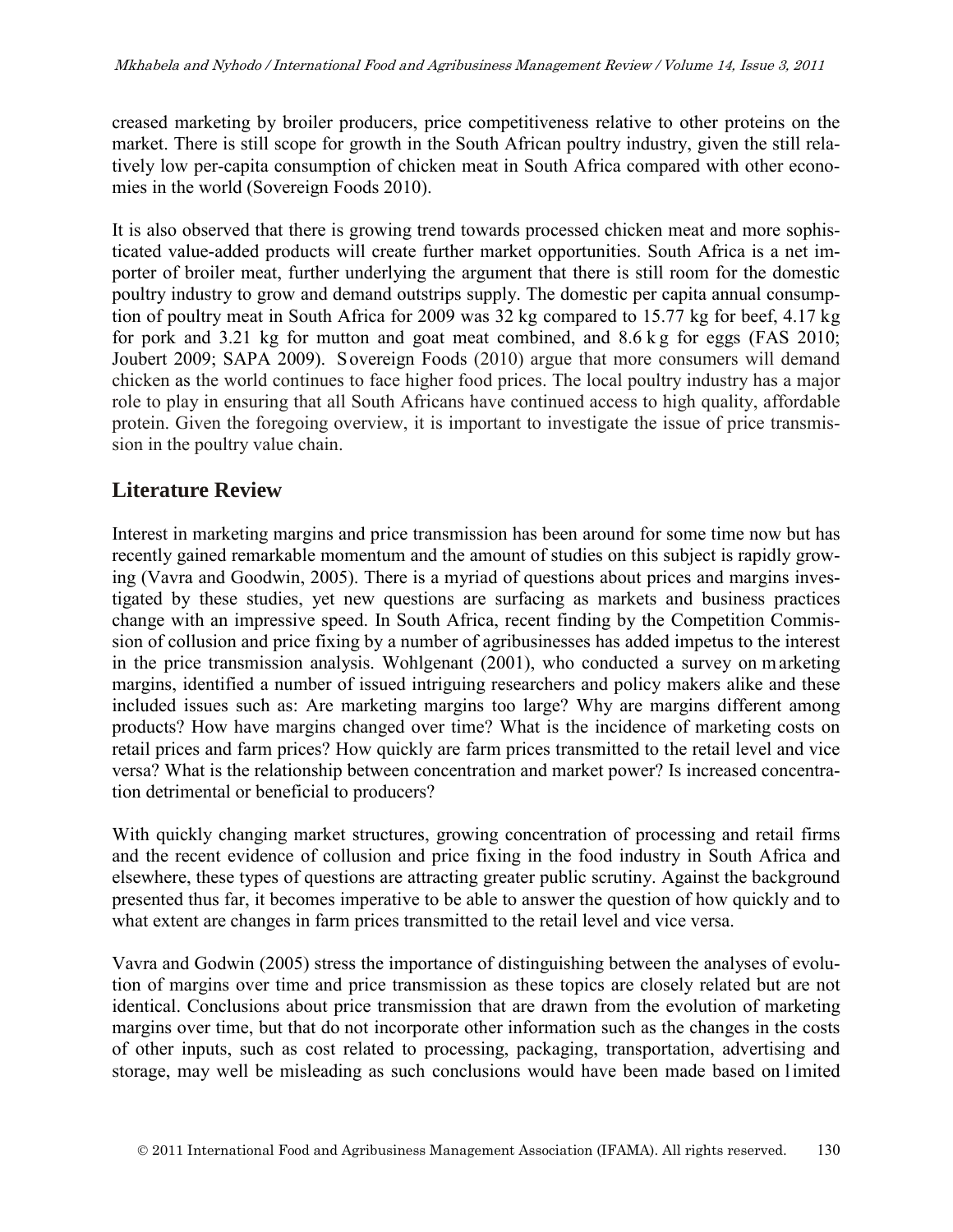creased marketing by broiler producers, price competitiveness relative to other proteins on the market. There is still scope for growth in the South African poultry industry, given the still relatively low per-capita consumption of chicken meat in South Africa compared with other economies in the world (Sovereign Foods 2010).

It is also observed that there is growing trend towards processed chicken meat and more sophisticated value-added products will create further market opportunities. South Africa is a net importer of broiler meat, further underlying the argument that there is still room for the domestic poultry industry to grow and demand outstrips supply. The domestic per capita annual consumption of poultry meat in South Africa for 2009 was 32 kg compared to 15.77 kg for beef, 4.17 kg for pork and 3.21 kg for mutton and goat meat combined, and 8.6 kg for eggs (FAS 2010; Joubert 2009; SAPA 2009). Sovereign Foods (2010) argue that more consumers will demand chicken as the world continues to face higher food prices. The local poultry industry has a major role to play in ensuring that all South Africans have continued access to high quality, affordable protein. Given the foregoing overview, it is important to investigate the issue of price transmission in the poultry value chain.

## Literature Review

Interest in marketing margins and price transmission has been around for some time now but has recently gained remarkable momentum and the amount of studies on this subject is rapidly growing (Vavra and Goodwin, 2005). There is a myriad of questions about prices and margins investigated by these studies, yet new questions are surfacing as markets and business practices change with an impressive speed. In South Africa, recent finding by the Competition Commission of collusion and price fixing by a number of agribusinesses has added impetus to the interest in the price transmission analysis. Wohlgenant (2001), who conducted a survey on marketing margins, identified a number of issued intriguing researchers and policy makers alike and these included issues such as: Are marketing margins too large? Why are margins different among products? How have margins changed over time? What is the incidence of marketing costs on retail prices and farm prices? How quickly are farm prices transmitted to the retail level and vice versa? What is the relationship between concentration and market power? Is increased concentration detrimental or beneficial to producers?

With quickly changing market structures, growing concentration of processing and retail firms and the recent evidence of collusion and price fixing in the food industry in South Africa and elsewhere, these types of questions are attracting greater public scrutiny. Against the background presented thus far, it becomes imperative to be able to answer the question of how quickly and to what extent are changes in farm prices transmitted to the retail level and vice versa.

Vavra and Godwin (2005) stress the importance of distinguishing between the analyses of evolution of margins over time and price transmission as these topics are closely related but are not identical. Conclusions about price transmission that are drawn from the evolution of marketing margins over time, but that do not incorporate other information such as the changes in the costs of other inputs, such as cost related to processing, packaging, transportation, advertising and storage, may well be misleading as such conclusions would have been made based on limited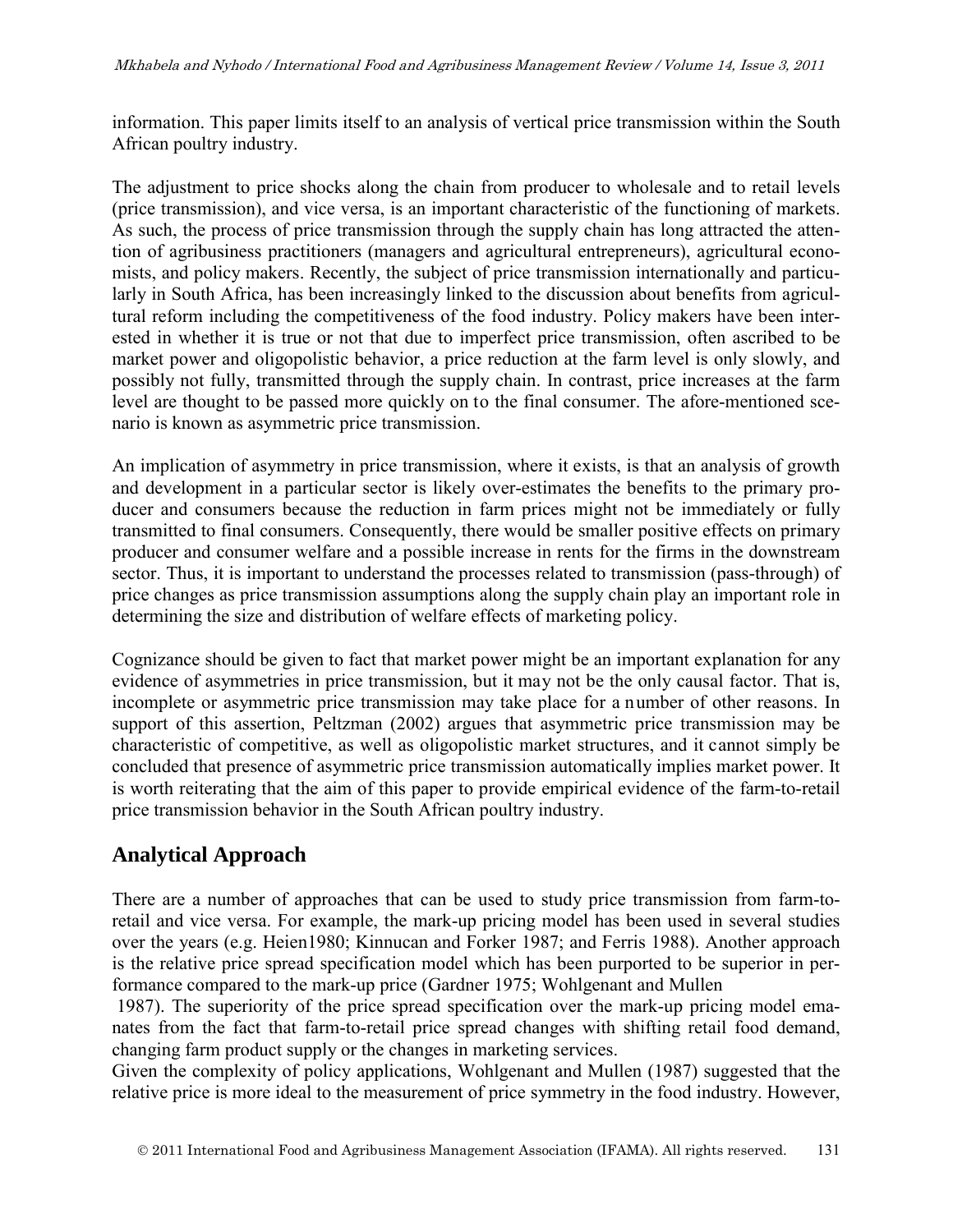information. This paper limits itself to an analysis of vertical price transmission within the South African poultry industry.

The adjustment to price shocks along the chain from producer to wholesale and to retail levels (price transmission), and vice versa, is an important characteristic of the functioning of markets. As such, the process of price transmission through the supply chain has long attracted the attention of agribusiness practitioners (managers and agricultural entrepreneurs), agricultural economists, and policy makers. Recently, the subject of price transmission internationally and particularly in South Africa, has been increasingly linked to the discussion about benefits from agricultural reform including the competitiveness of the food industry. Policy makers have been interested in whether it is true or not that due to imperfect price transmission, often ascribed to be market power and oligopolistic behavior, a price reduction at the farm level is only slowly, and possibly not fully, transmitted through the supply chain. In contrast, price increases at the farm level are thought to be passed more quickly on to the final consumer. The afore-mentioned scenario is known as asymmetric price transmission.

An implication of asymmetry in price transmission, where it exists, is that an analysis of growth and development in a particular sector is likely over-estimates the benefits to the primary producer and consumers because the reduction in farm prices might not be immediately or fully transmitted to final consumers. Consequently, there would be smaller positive effects on primary producer and consumer welfare and a possible increase in rents for the firms in the downstream sector. Thus, it is important to understand the processes related to transmission (pass-through) of price changes as price transmission assumptions along the supply chain play an important role in determining the size and distribution of welfare effects of marketing policy.

Cognizance should be given to fact that market power might be an important explanation for any evidence of asymmetries in price transmission, but it may not be the only causal factor. That is, incomplete or asymmetric price transmission may take place for a number of other reasons. In support of this assertion, Peltzman (2002) argues that asymmetric price transmission may be characteristic of competitive, as well as oligopolistic market structures, and it cannot simply be concluded that presence of asymmetric price transmission automatically implies market power. It is worth reiterating that the aim of this paper to provide empirical evidence of the farm-to-retail price transmission behavior in the South African poultry industry.

## Analytical Approach

There are a number of approaches that can be used to study price transmission from farm-to-retail and vice versa. For example, the mark-up pricing model has been used in several studies over the years (e.g. Heien1980; Kinnucan and Forker 1987; and Ferris 1988). Another approach is the relative price spread specification model which has been purported to be superior in performance compared to the mark-up price (Gardner 1975; Wohlgenant and Mullen 1987). The superiority of the price spread specification over the mark-up pricing model emanates from the fact that farm-to-retail price spread changes with shifting retail food demand, changing farm product supply or the changes in marketing services.

Given the complexity of policy applications, Wohlgenant and Mullen (1987) suggested that the relative price is more ideal to the measurement of price symmetry in the food industry. However,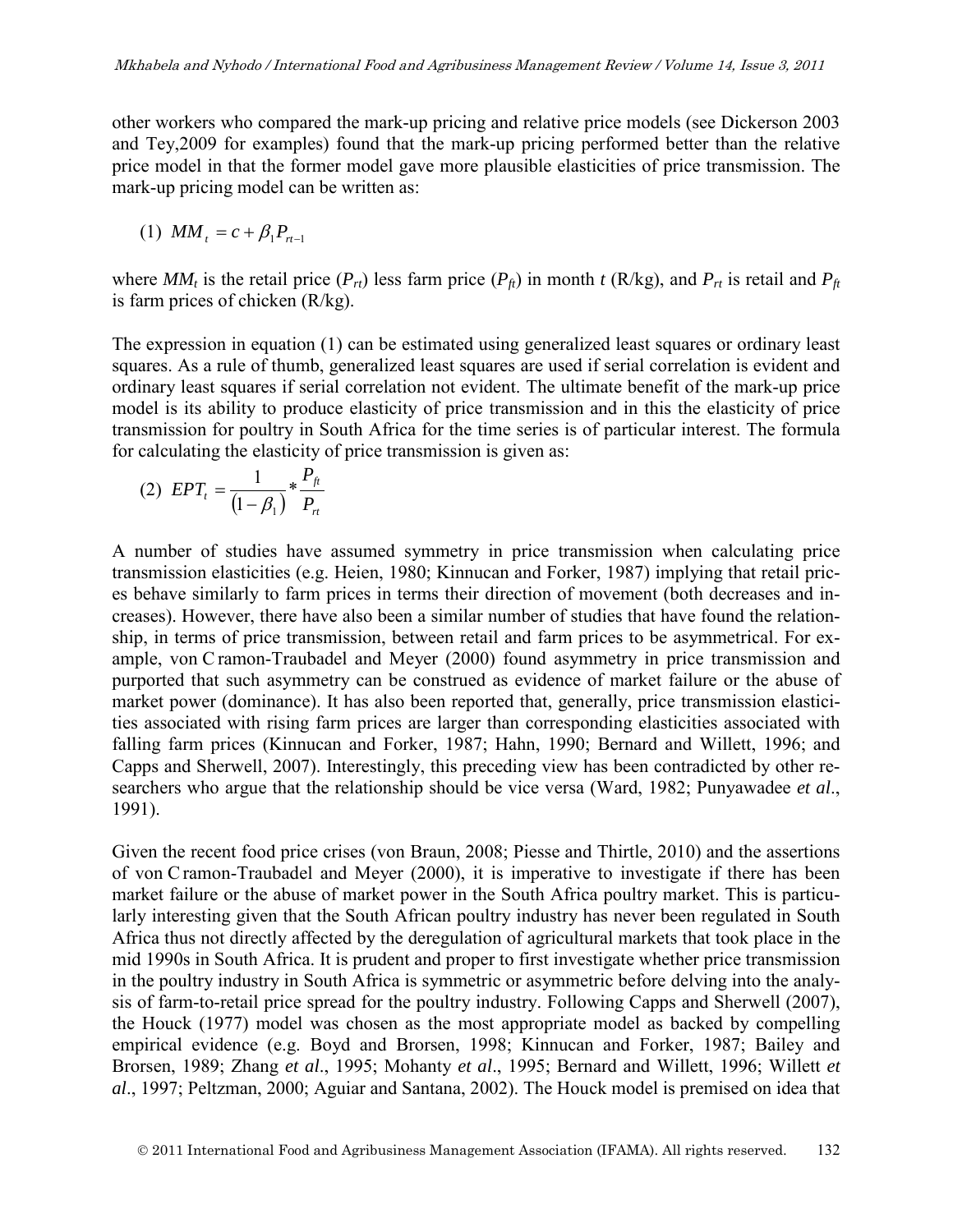other workers who compared the mark-up pricing and relative price models (see Dickerson 2003 and Tey,2009 for examples) found that the mark-up pricing performed better than the relative price model in that the former model gave more plausible elasticities of price transmission. The mark-up pricing model can be written as:

$$(1)\ \ MM_t = c + \beta_1 P_{rt-1}$$

where $MM_t$ is the retail price ($P_{rt}$) less farm price ($P_{ft}$) in month $t$ (R/kg), and $P_{rt}$ is retail and $P_{ft}$ is farm prices of chicken (R/kg).

The expression in equation (1) can be estimated using generalized least squares or ordinary least squares. As a rule of thumb, generalized least squares are used if serial correlation is evident and ordinary least squares if serial correlation not evident. The ultimate benefit of the mark-up price model is its ability to produce elasticity of price transmission and in this the elasticity of price transmission for poultry in South Africa for the time series is of particular interest. The formula for calculating the elasticity of price transmission is given as:

$$(2)\ \ EPT_t = \frac{1}{(1-\beta_1)} * \frac{P_{ft}}{P_{rt}}$$

A number of studies have assumed symmetry in price transmission when calculating price transmission elasticities (e.g. Heien, 1980; Kinnucan and Forker, 1987) implying that retail prices behave similarly to farm prices in terms their direction of movement (both decreases and increases). However, there have also been a similar number of studies that have found the relationship, in terms of price transmission, between retail and farm prices to be asymmetrical. For example, von Cramon-Traubadel and Meyer (2000) found asymmetry in price transmission and purported that such asymmetry can be construed as evidence of market failure or the abuse of market power (dominance). It has also been reported that, generally, price transmission elasticities associated with rising farm prices are larger than corresponding elasticities associated with falling farm prices (Kinnucan and Forker, 1987; Hahn, 1990; Bernard and Willett, 1996; and Capps and Sherwell, 2007). Interestingly, this preceding view has been contradicted by other researchers who argue that the relationship should be vice versa (Ward, 1982; Punyawadee *et al*., 1991).

Given the recent food price crises (von Braun, 2008; Piesse and Thirtle, 2010) and the assertions of von Cramon-Traubadel and Meyer (2000), it is imperative to investigate if there has been market failure or the abuse of market power in the South Africa poultry market. This is particularly interesting given that the South African poultry industry has never been regulated in South Africa thus not directly affected by the deregulation of agricultural markets that took place in the mid 1990s in South Africa. It is prudent and proper to first investigate whether price transmission in the poultry industry in South Africa is symmetric or asymmetric before delving into the analysis of farm-to-retail price spread for the poultry industry. Following Capps and Sherwell (2007), the Houck (1977) model was chosen as the most appropriate model as backed by compelling empirical evidence (e.g. Boyd and Brorsen, 1998; Kinnucan and Forker, 1987; Bailey and Brorsen, 1989; Zhang *et al*., 1995; Mohanty *et al*., 1995; Bernard and Willett, 1996; Willett *et al*., 1997; Peltzman, 2000; Aguiar and Santana, 2002). The Houck model is premised on idea that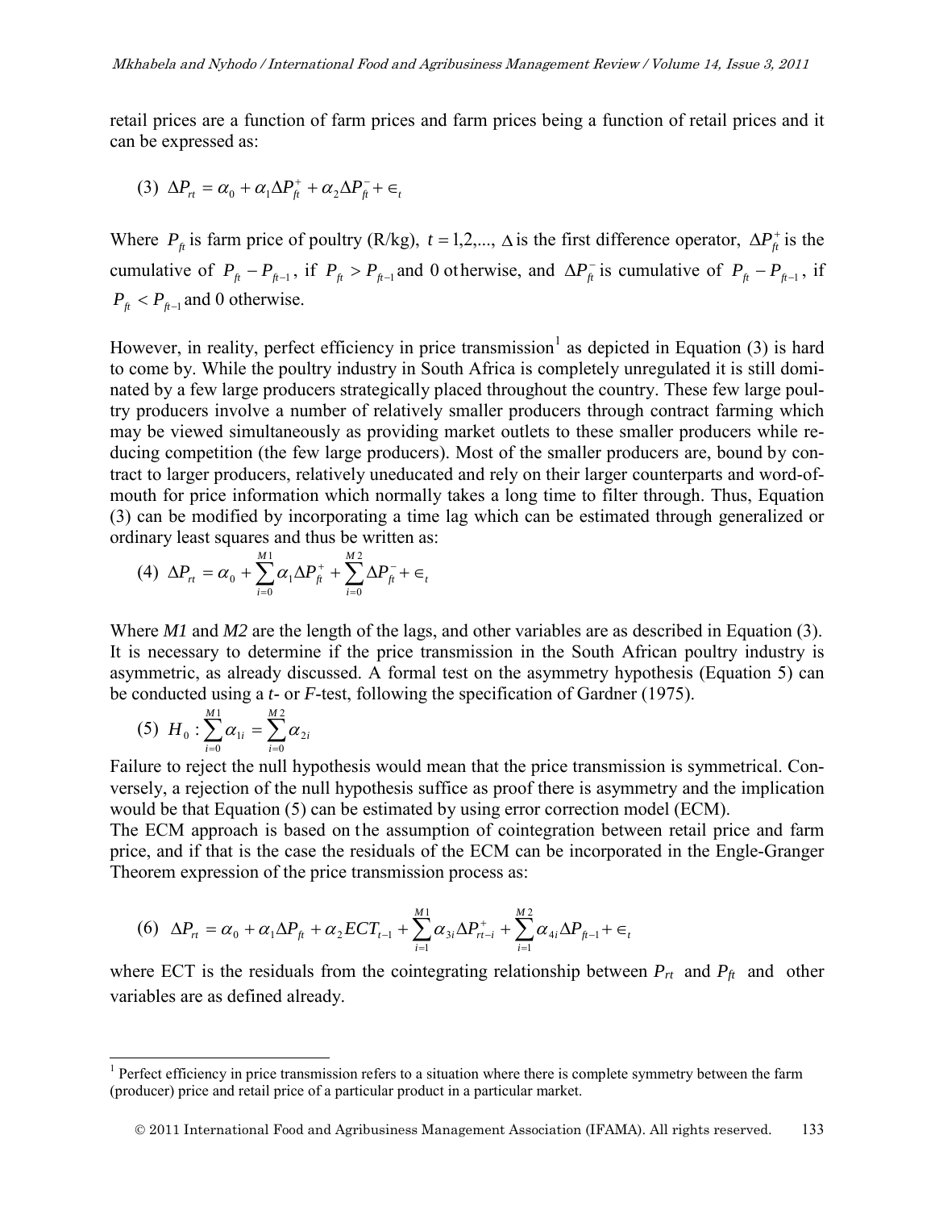retail prices are a function of farm prices and farm prices being a function of retail prices and it can be expressed as:

$$(3)\ \Delta P_{rt} = \alpha_0 + \alpha_1 \Delta P_{ft}^{+} + \alpha_2 \Delta P_{ft}^{-} + \epsilon_t$$

Where $P_{ft}$ is farm price of poultry (R/kg), $t = 1,2,...$, $\Delta$ is the first difference operator, $\Delta P_{ft}^{+}$ is the cumulative of $P_{ft} - P_{ft-1}$, if $P_{ft} > P_{ft-1}$ and 0 otherwise, and $\Delta P_{ft}^{-}$ is cumulative of $P_{ft} - P_{ft-1}$, if $P_{ft} < P_{ft-1}$ and 0 otherwise.

However, in reality, perfect efficiency in price transmission[1] as depicted in Equation (3) is hard to come by. While the poultry industry in South Africa is completely unregulated it is still dominated by a few large producers strategically placed throughout the country. These few large poultry producers involve a number of relatively smaller producers through contract farming which may be viewed simultaneously as providing market outlets to these smaller producers while reducing competition (the few large producers). Most of the smaller producers are, bound by contract to larger producers, relatively uneducated and rely on their larger counterparts and word-of-mouth for price information which normally takes a long time to filter through. Thus, Equation (3) can be modified by incorporating a time lag which can be estimated through generalized or ordinary least squares and thus be written as:

$$(4)\ \Delta P_{rt} = \alpha_0 + \sum_{i=0}^{M1} \alpha_1 \Delta P_{ft}^{+} + \sum_{i=0}^{M2} \Delta P_{ft}^{-} + \epsilon_t$$

Where *M1* and *M2* are the length of the lags, and other variables are as described in Equation (3). It is necessary to determine if the price transmission in the South African poultry industry is asymmetric, as already discussed. A formal test on the asymmetry hypothesis (Equation 5) can be conducted using a *t*- or *F*-test, following the specification of Gardner (1975).

$$(5)\ H_0 : \sum_{i=0}^{M1} \alpha_{1i} = \sum_{i=0}^{M2} \alpha_{2i}$$

Failure to reject the null hypothesis would mean that the price transmission is symmetrical. Conversely, a rejection of the null hypothesis suffice as proof there is asymmetry and the implication would be that Equation (5) can be estimated by using error correction model (ECM).

The ECM approach is based on the assumption of cointegration between retail price and farm price, and if that is the case the residuals of the ECM can be incorporated in the Engle-Granger Theorem expression of the price transmission process as:

$$(6)\ \Delta P_{rt} = \alpha_0 + \alpha_1 \Delta P_{ft} + \alpha_2 ECT_{t-1} + \sum_{i=1}^{M1} \alpha_{3i} \Delta P_{rt-i}^{+} + \sum_{i=1}^{M2} \alpha_{4i} \Delta P_{ft-1} + \epsilon_t$$

where ECT is the residuals from the cointegrating relationship between $P_{rt}$ and $P_{ft}$ and other variables are as defined already.

[1] Perfect efficiency in price transmission refers to a situation where there is complete symmetry between the farm (producer) price and retail price of a particular product in a particular market.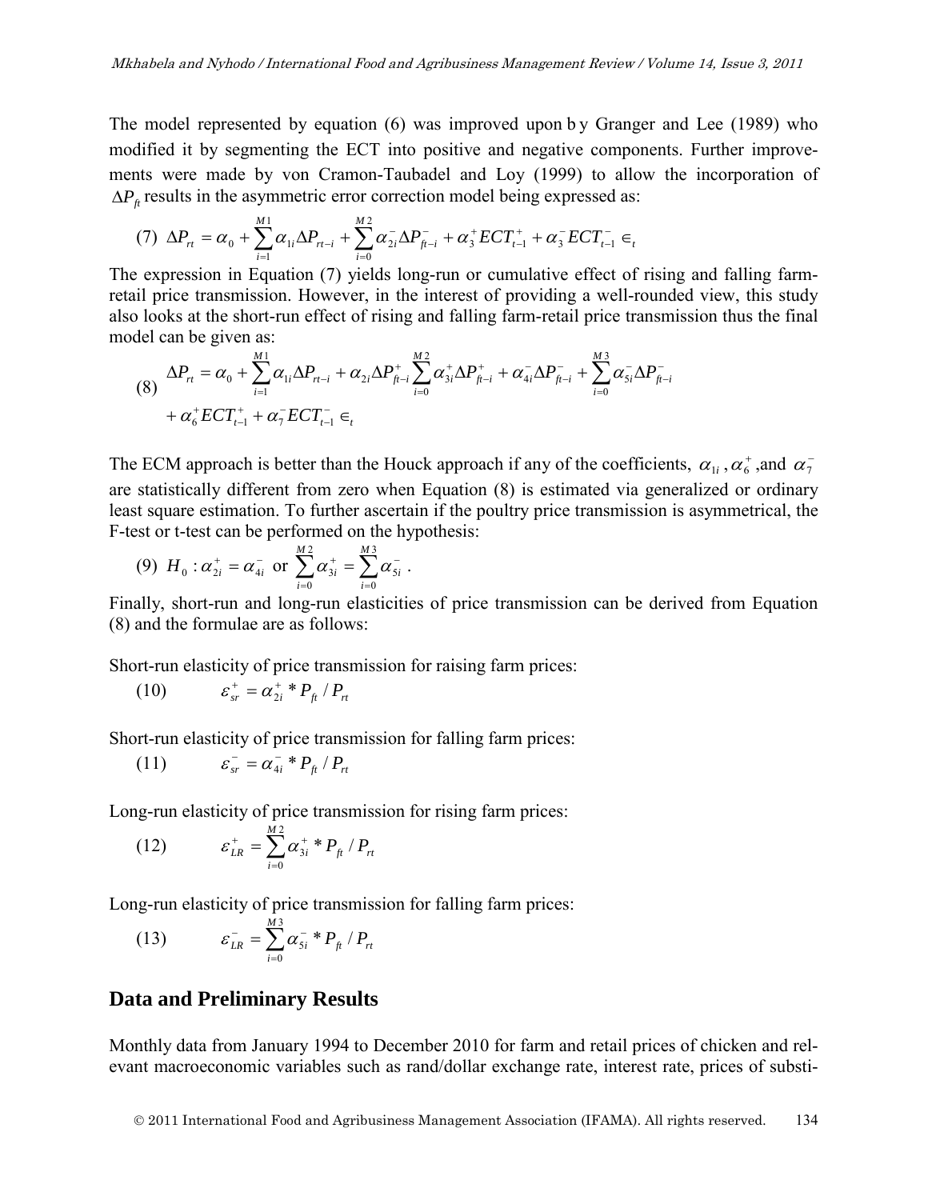The model represented by equation (6) was improved upon by Granger and Lee (1989) who modified it by segmenting the ECT into positive and negative components. Further improvements were made by von Cramon-Taubadel and Loy (1999) to allow the incorporation of $\Delta P_{ft}$ results in the asymmetric error correction model being expressed as:

$$(7)\ \Delta P_{rt} = \alpha_0 + \sum_{i=1}^{M1} \alpha_{1i} \Delta P_{rt-i} + \sum_{i=0}^{M2} \alpha_{2i}^{-} \Delta P_{ft-i}^{-} + \alpha_3^{+} ECT_{t-1}^{+} + \alpha_3^{-} ECT_{t-1}^{-} \in_t$$

The expression in Equation (7) yields long-run or cumulative effect of rising and falling farm-retail price transmission. However, in the interest of providing a well-rounded view, this study also looks at the short-run effect of rising and falling farm-retail price transmission thus the final model can be given as:

$$(8)\ \begin{aligned} \Delta P_{rt} &= \alpha_0 + \sum_{i=1}^{M1} \alpha_{1i} \Delta P_{rt-i} + \alpha_{2i} \Delta P_{ft-i}^{+} \sum_{i=0}^{M2} \alpha_{3i}^{+} \Delta P_{ft-i}^{+} + \alpha_{4i}^{-} \Delta P_{ft-i}^{-} + \sum_{i=0}^{M3} \alpha_{5i}^{-} \Delta P_{ft-i}^{-} \\ &+ \alpha_6^{+} ECT_{t-1}^{+} + \alpha_7^{-} ECT_{t-1}^{-} \in_t \end{aligned}$$

The ECM approach is better than the Houck approach if any of the coefficients, $\alpha_{1i}$, $\alpha_6^{+}$, and $\alpha_7^{-}$ are statistically different from zero when Equation (8) is estimated via generalized or ordinary least square estimation. To further ascertain if the poultry price transmission is asymmetrical, the F-test or t-test can be performed on the hypothesis:

$$(9)\ H_0 : \alpha_{2i}^{+} = \alpha_{4i}^{-} \text{ or } \sum_{i=0}^{M2} \alpha_{3i}^{+} = \sum_{i=0}^{M3} \alpha_{5i}^{-}.$$

Finally, short-run and long-run elasticities of price transmission can be derived from Equation (8) and the formulae are as follows:

Short-run elasticity of price transmission for raising farm prices:

$$(10)\qquad \varepsilon_{sr}^{+} = \alpha_{2i}^{+} * P_{ft} / P_{rt}$$

Short-run elasticity of price transmission for falling farm prices:

$$(11)\qquad \varepsilon_{sr}^{-} = \alpha_{4i}^{-} * P_{ft} / P_{rt}$$

Long-run elasticity of price transmission for rising farm prices:

$$(12)\qquad \varepsilon_{LR}^{+} = \sum_{i=0}^{M2} \alpha_{3i}^{+} * P_{ft} / P_{rt}$$

Long-run elasticity of price transmission for falling farm prices:

$$(13)\qquad \varepsilon_{LR}^{-} = \sum_{i=0}^{M3} \alpha_{5i}^{-} * P_{ft} / P_{rt}$$

## Data and Preliminary Results

Monthly data from January 1994 to December 2010 for farm and retail prices of chicken and relevant macroeconomic variables such as rand/dollar exchange rate, interest rate, prices of substi-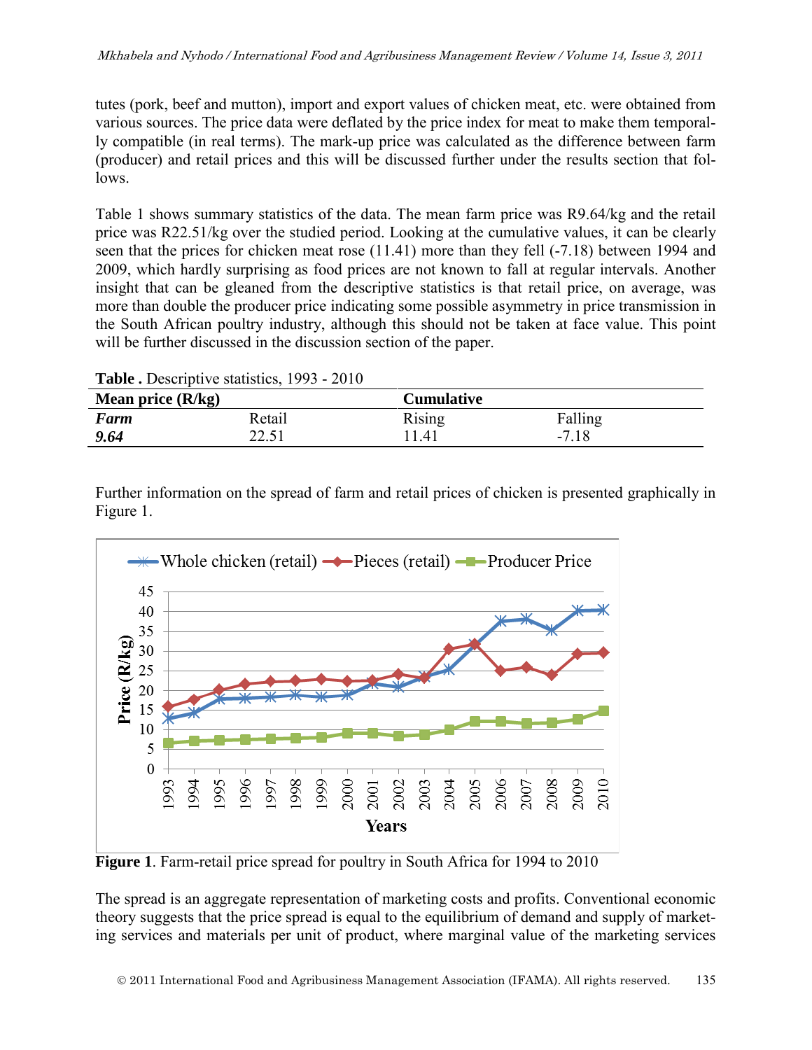tutes (pork, beef and mutton), import and export values of chicken meat, etc. were obtained from various sources. The price data were deflated by the price index for meat to make them temporally compatible (in real terms). The mark-up price was calculated as the difference between farm (producer) and retail prices and this will be discussed further under the results section that follows.

Table 1 shows summary statistics of the data. The mean farm price was R9.64/kg and the retail price was R22.51/kg over the studied period. Looking at the cumulative values, it can be clearly seen that the prices for chicken meat rose (11.41) more than they fell (-7.18) between 1994 and 2009, which hardly surprising as food prices are not known to fall at regular intervals. Another insight that can be gleaned from the descriptive statistics is that retail price, on average, was more than double the producer price indicating some possible asymmetry in price transmission in the South African poultry industry, although this should not be taken at face value. This point will be further discussed in the discussion section of the paper.

**Table .** Descriptive statistics, 1993 - 2010

| **Mean price (R/kg)** | | **Cumulative** | |
|---|---|---|---|
| ***Farm*** | Retail | Rising | Falling |
| ***9.64*** | 22.51 | 11.41 | -7.18 |

Further information on the spread of farm and retail prices of chicken is presented graphically in Figure 1.

**Figure 1**. Farm-retail price spread for poultry in South Africa for 1994 to 2010

The spread is an aggregate representation of marketing costs and profits. Conventional economic theory suggests that the price spread is equal to the equilibrium of demand and supply of marketing services and materials per unit of product, where marginal value of the marketing services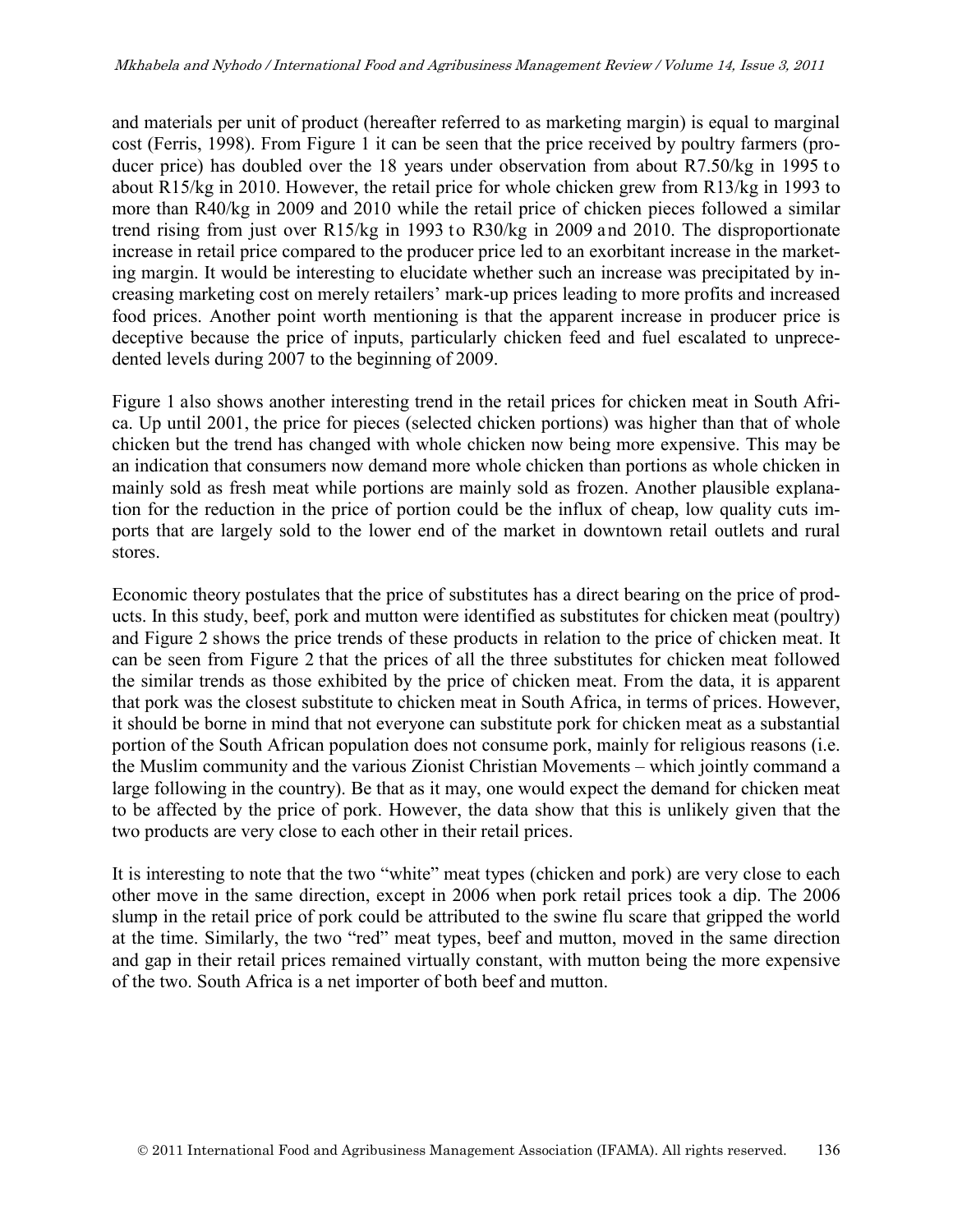and materials per unit of product (hereafter referred to as marketing margin) is equal to marginal cost (Ferris, 1998). From Figure 1 it can be seen that the price received by poultry farmers (producer price) has doubled over the 18 years under observation from about R7.50/kg in 1995 to about R15/kg in 2010. However, the retail price for whole chicken grew from R13/kg in 1993 to more than R40/kg in 2009 and 2010 while the retail price of chicken pieces followed a similar trend rising from just over R15/kg in 1993 to R30/kg in 2009 and 2010. The disproportionate increase in retail price compared to the producer price led to an exorbitant increase in the marketing margin. It would be interesting to elucidate whether such an increase was precipitated by increasing marketing cost on merely retailers' mark-up prices leading to more profits and increased food prices. Another point worth mentioning is that the apparent increase in producer price is deceptive because the price of inputs, particularly chicken feed and fuel escalated to unprecedented levels during 2007 to the beginning of 2009.

Figure 1 also shows another interesting trend in the retail prices for chicken meat in South Africa. Up until 2001, the price for pieces (selected chicken portions) was higher than that of whole chicken but the trend has changed with whole chicken now being more expensive. This may be an indication that consumers now demand more whole chicken than portions as whole chicken in mainly sold as fresh meat while portions are mainly sold as frozen. Another plausible explanation for the reduction in the price of portion could be the influx of cheap, low quality cuts imports that are largely sold to the lower end of the market in downtown retail outlets and rural stores.

Economic theory postulates that the price of substitutes has a direct bearing on the price of products. In this study, beef, pork and mutton were identified as substitutes for chicken meat (poultry) and Figure 2 shows the price trends of these products in relation to the price of chicken meat. It can be seen from Figure 2 that the prices of all the three substitutes for chicken meat followed the similar trends as those exhibited by the price of chicken meat. From the data, it is apparent that pork was the closest substitute to chicken meat in South Africa, in terms of prices. However, it should be borne in mind that not everyone can substitute pork for chicken meat as a substantial portion of the South African population does not consume pork, mainly for religious reasons (i.e. the Muslim community and the various Zionist Christian Movements – which jointly command a large following in the country). Be that as it may, one would expect the demand for chicken meat to be affected by the price of pork. However, the data show that this is unlikely given that the two products are very close to each other in their retail prices.

It is interesting to note that the two "white" meat types (chicken and pork) are very close to each other move in the same direction, except in 2006 when pork retail prices took a dip. The 2006 slump in the retail price of pork could be attributed to the swine flu scare that gripped the world at the time. Similarly, the two "red" meat types, beef and mutton, moved in the same direction and gap in their retail prices remained virtually constant, with mutton being the more expensive of the two. South Africa is a net importer of both beef and mutton.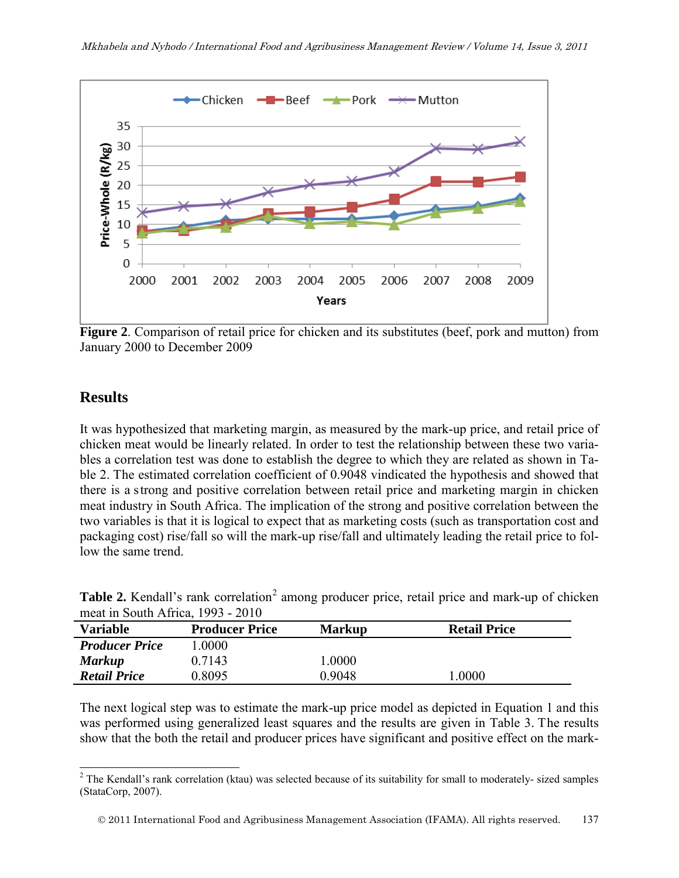**Figure 2**. Comparison of retail price for chicken and its substitutes (beef, pork and mutton) from January 2000 to December 2009

## Results

It was hypothesized that marketing margin, as measured by the mark-up price, and retail price of chicken meat would be linearly related. In order to test the relationship between these two variables a correlation test was done to establish the degree to which they are related as shown in Table 2. The estimated correlation coefficient of 0.9048 vindicated the hypothesis and showed that there is a strong and positive correlation between retail price and marketing margin in chicken meat industry in South Africa. The implication of the strong and positive correlation between the two variables is that it is logical to expect that as marketing costs (such as transportation cost and packaging cost) rise/fall so will the mark-up rise/fall and ultimately leading the retail price to follow the same trend.

**Table 2.** Kendall's rank correlation[2] among producer price, retail price and mark-up of chicken meat in South Africa, 1993 - 2010

| Variable | Producer Price | Markup | Retail Price |
|---|---|---|---|
| ***Producer Price*** | 1.0000 | | |
| ***Markup*** | 0.7143 | 1.0000 | |
| ***Retail Price*** | 0.8095 | 0.9048 | 1.0000 |

The next logical step was to estimate the mark-up price model as depicted in Equation 1 and this was performed using generalized least squares and the results are given in Table 3. The results show that the both the retail and producer prices have significant and positive effect on the mark-

[2] The Kendall's rank correlation (ktau) was selected because of its suitability for small to moderately- sized samples (StataCorp, 2007).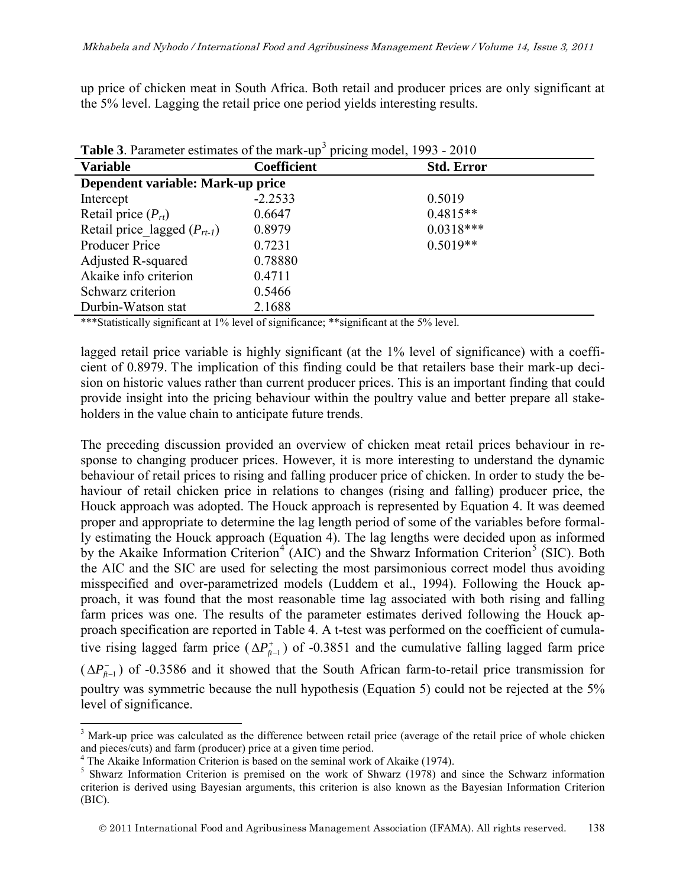up price of chicken meat in South Africa. Both retail and producer prices are only significant at the 5% level. Lagging the retail price one period yields interesting results.

**Table 3**. Parameter estimates of the mark-up[3] pricing model, 1993 - 2010

| Variable | Coefficient | Std. Error |
|---|---|---|
| **Dependent variable: Mark-up price** | | |
| Intercept | -2.2533 | 0.5019 |
| Retail price ($P_{rt}$) | 0.6647 | 0.4815** |
| Retail price_lagged ($P_{rt-1}$) | 0.8979 | 0.0318*** |
| Producer Price | 0.7231 | 0.5019** |
| Adjusted R-squared | 0.78880 | |
| Akaike info criterion | 0.4711 | |
| Schwarz criterion | 0.5466 | |
| Durbin-Watson stat | 2.1688 | |

***Statistically significant at 1% level of significance; **significant at the 5% level.

lagged retail price variable is highly significant (at the 1% level of significance) with a coefficient of 0.8979. The implication of this finding could be that retailers base their mark-up decision on historic values rather than current producer prices. This is an important finding that could provide insight into the pricing behaviour within the poultry value and better prepare all stakeholders in the value chain to anticipate future trends.

The preceding discussion provided an overview of chicken meat retail prices behaviour in response to changing producer prices. However, it is more interesting to understand the dynamic behaviour of retail prices to rising and falling producer price of chicken. In order to study the behaviour of retail chicken price in relations to changes (rising and falling) producer price, the Houck approach was adopted. The Houck approach is represented by Equation 4. It was deemed proper and appropriate to determine the lag length period of some of the variables before formally estimating the Houck approach (Equation 4). The lag lengths were decided upon as informed by the Akaike Information Criterion[4] (AIC) and the Shwarz Information Criterion[5] (SIC). Both the AIC and the SIC are used for selecting the most parsimonious correct model thus avoiding misspecified and over-parametrized models (Luddem et al., 1994). Following the Houck approach, it was found that the most reasonable time lag associated with both rising and falling farm prices was one. The results of the parameter estimates derived following the Houck approach specification are reported in Table 4. A t-test was performed on the coefficient of cumulative rising lagged farm price ($\Delta P_{ft-1}^{+}$) of -0.3851 and the cumulative falling lagged farm price ($\Delta P_{ft-1}^{-}$) of -0.3586 and it showed that the South African farm-to-retail price transmission for poultry was symmetric because the null hypothesis (Equation 5) could not be rejected at the 5% level of significance.

---

[3] Mark-up price was calculated as the difference between retail price (average of the retail price of whole chicken and pieces/cuts) and farm (producer) price at a given time period.

[4] The Akaike Information Criterion is based on the seminal work of Akaike (1974).

[5] Shwarz Information Criterion is premised on the work of Shwarz (1978) and since the Schwarz information criterion is derived using Bayesian arguments, this criterion is also known as the Bayesian Information Criterion (BIC).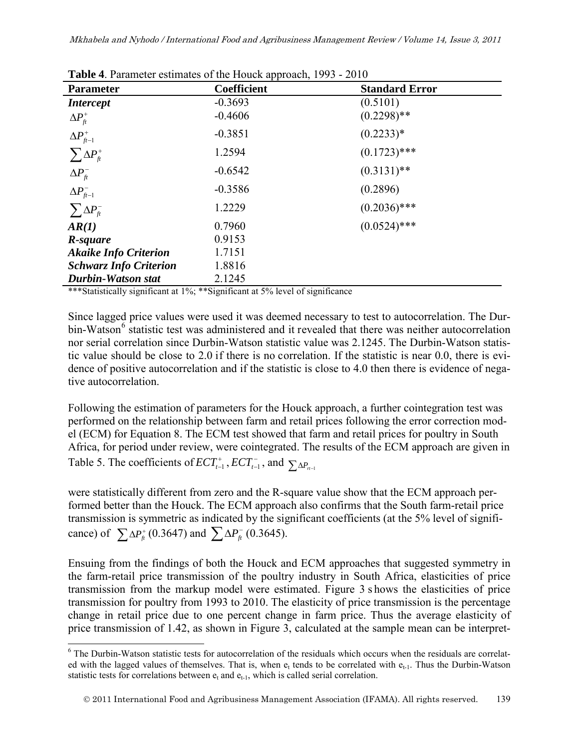**Table 4**. Parameter estimates of the Houck approach, 1993 - 2010

| Parameter | Coefficient | Standard Error |
|---|---|---|
| ***Intercept*** | -0.3693 | (0.5101) |
| $\Delta P_{ft}^{+}$ | -0.4606 | (0.2298)** |
| $\Delta P_{ft-1}^{+}$ | -0.3851 | (0.2233)* |
| $\sum \Delta P_{ft}^{+}$ | 1.2594 | (0.1723)*** |
| $\Delta P_{ft}^{-}$ | -0.6542 | (0.3131)** |
| $\Delta P_{ft-1}^{-}$ | -0.3586 | (0.2896) |
| $\sum \Delta P_{ft}^{-}$ | 1.2229 | (0.2036)*** |
| ***AR(1)*** | 0.7960 | (0.0524)*** |
| ***R-square*** | 0.9153 | |
| ***Akaike Info Criterion*** | 1.7151 | |
| ***Schwarz Info Criterion*** | 1.8816 | |
| ***Durbin-Watson stat*** | 2.1245 | |

***Statistically significant at 1%; **Significant at 5% level of significance

Since lagged price values were used it was deemed necessary to test to autocorrelation. The Durbin-Watson[6] statistic test was administered and it revealed that there was neither autocorrelation nor serial correlation since Durbin-Watson statistic value was 2.1245. The Durbin-Watson statistic value should be close to 2.0 if there is no correlation. If the statistic is near 0.0, there is evidence of positive autocorrelation and if the statistic is close to 4.0 then there is evidence of negative autocorrelation.

Following the estimation of parameters for the Houck approach, a further cointegration test was performed on the relationship between farm and retail prices following the error correction model (ECM) for Equation 8. The ECM test showed that farm and retail prices for poultry in South Africa, for period under review, were cointegrated. The results of the ECM approach are given in Table 5. The coefficients of $ECT_{t-1}^{+}$, $ECT_{t-1}^{-}$, and $\sum \Delta P_{rt-1}$

were statistically different from zero and the R-square value show that the ECM approach performed better than the Houck. The ECM approach also confirms that the South farm-retail price transmission is symmetric as indicated by the significant coefficients (at the 5% level of significance) of $\sum \Delta P_{ft}^{+}$ (0.3647) and $\sum \Delta P_{ft}^{-}$ (0.3645).

Ensuing from the findings of both the Houck and ECM approaches that suggested symmetry in the farm-retail price transmission of the poultry industry in South Africa, elasticities of price transmission from the markup model were estimated. Figure 3 shows the elasticities of price transmission for poultry from 1993 to 2010. The elasticity of price transmission is the percentage change in retail price due to one percent change in farm price. Thus the average elasticity of price transmission of 1.42, as shown in Figure 3, calculated at the sample mean can be interpret-

[6] The Durbin-Watson statistic tests for autocorrelation of the residuals which occurs when the residuals are correlated with the lagged values of themselves. That is, when $e_t$ tends to be correlated with $e_{t-1}$. Thus the Durbin-Watson statistic tests for correlations between $e_t$ and $e_{t-1}$, which is called serial correlation.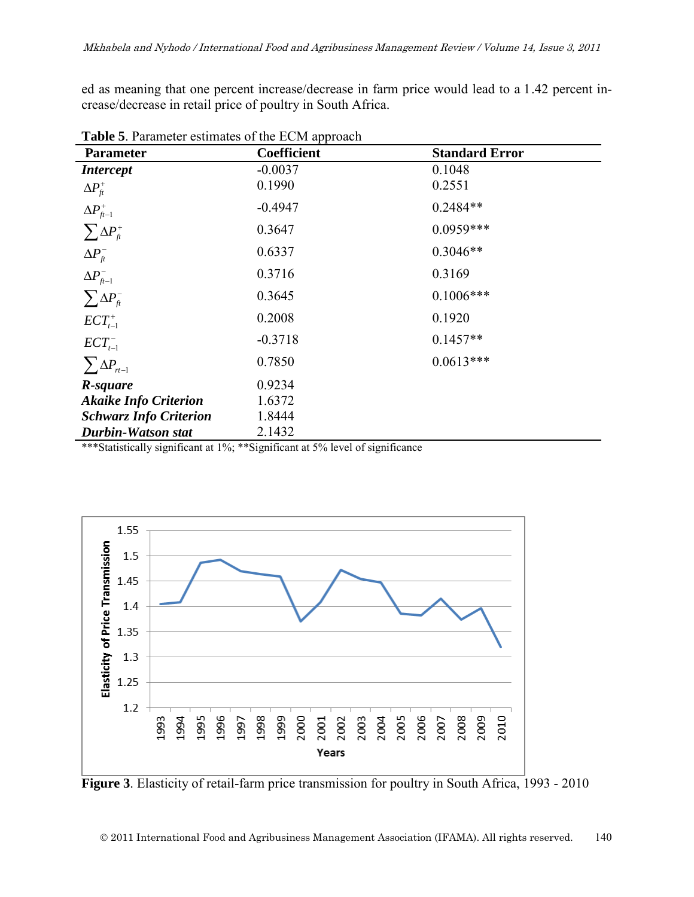ed as meaning that one percent increase/decrease in farm price would lead to a 1.42 percent increase/decrease in retail price of poultry in South Africa.

**Table 5**. Parameter estimates of the ECM approach

| Parameter | Coefficient | Standard Error |
|---|---|---|
| ***Intercept*** | -0.0037 | 0.1048 |
| $\Delta P_{ft}^{+}$ | 0.1990 | 0.2551 |
| $\Delta P_{ft-1}^{+}$ | -0.4947 | 0.2484** |
| $\sum \Delta P_{ft}^{+}$ | 0.3647 | 0.0959*** |
| $\Delta P_{ft}^{-}$ | 0.6337 | 0.3046** |
| $\Delta P_{ft-1}^{-}$ | 0.3716 | 0.3169 |
| $\sum \Delta P_{ft}^{-}$ | 0.3645 | 0.1006*** |
| $ECT_{t-1}^{+}$ | 0.2008 | 0.1920 |
| $ECT_{t-1}^{-}$ | -0.3718 | 0.1457** |
| $\sum \Delta P_{rt-1}$ | 0.7850 | 0.0613*** |
| ***R-square*** | 0.9234 | |
| ***Akaike Info Criterion*** | 1.6372 | |
| ***Schwarz Info Criterion*** | 1.8444 | |
| ***Durbin-Watson stat*** | 2.1432 | |

***Statistically significant at 1%; **Significant at 5% level of significance

**Figure 3**. Elasticity of retail-farm price transmission for poultry in South Africa, 1993 - 2010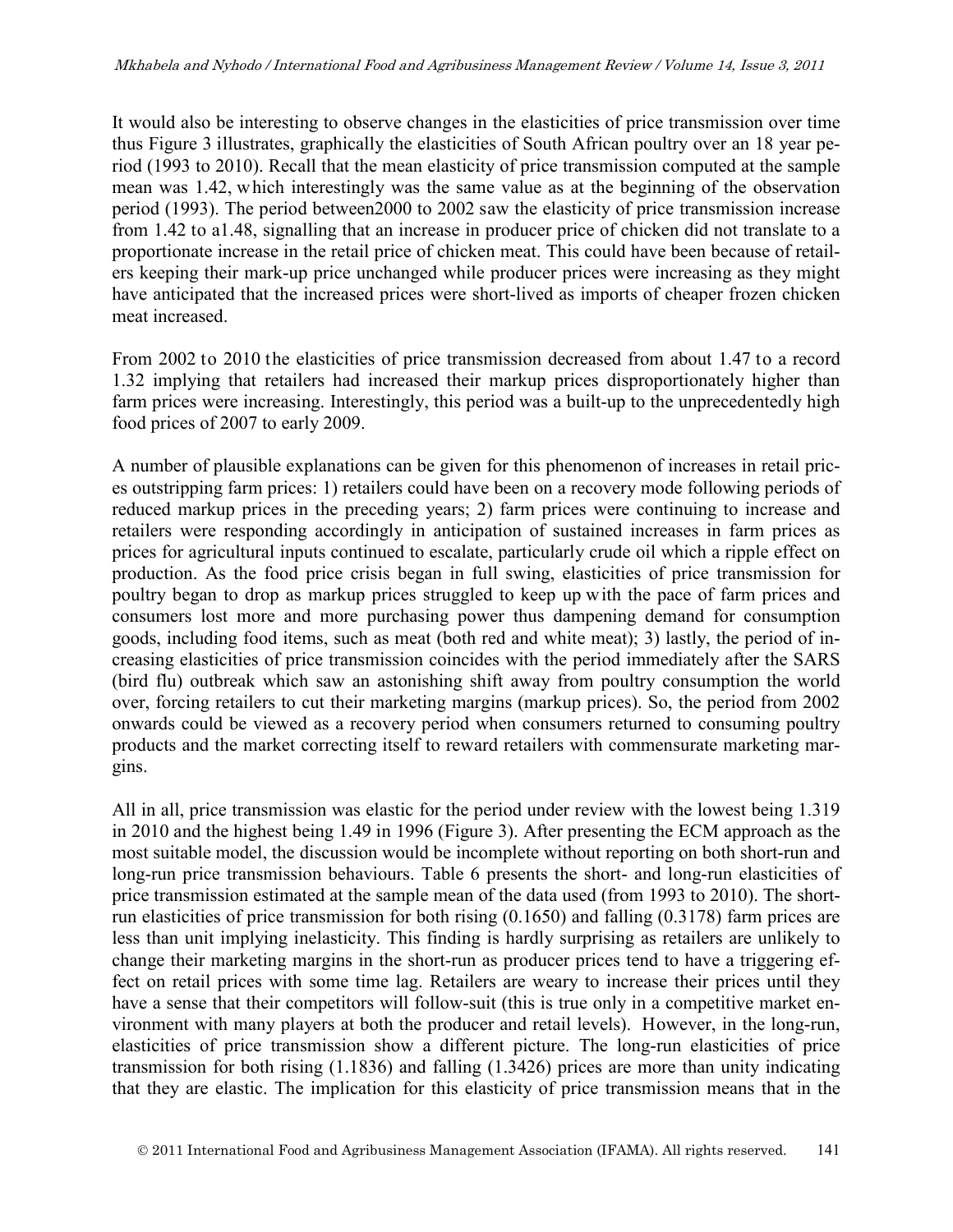It would also be interesting to observe changes in the elasticities of price transmission over time thus Figure 3 illustrates, graphically the elasticities of South African poultry over an 18 year period (1993 to 2010). Recall that the mean elasticity of price transmission computed at the sample mean was 1.42, which interestingly was the same value as at the beginning of the observation period (1993). The period between2000 to 2002 saw the elasticity of price transmission increase from 1.42 to a1.48, signalling that an increase in producer price of chicken did not translate to a proportionate increase in the retail price of chicken meat. This could have been because of retailers keeping their mark-up price unchanged while producer prices were increasing as they might have anticipated that the increased prices were short-lived as imports of cheaper frozen chicken meat increased.

From 2002 to 2010 the elasticities of price transmission decreased from about 1.47 to a record 1.32 implying that retailers had increased their markup prices disproportionately higher than farm prices were increasing. Interestingly, this period was a built-up to the unprecedentedly high food prices of 2007 to early 2009.

A number of plausible explanations can be given for this phenomenon of increases in retail prices outstripping farm prices: 1) retailers could have been on a recovery mode following periods of reduced markup prices in the preceding years; 2) farm prices were continuing to increase and retailers were responding accordingly in anticipation of sustained increases in farm prices as prices for agricultural inputs continued to escalate, particularly crude oil which a ripple effect on production. As the food price crisis began in full swing, elasticities of price transmission for poultry began to drop as markup prices struggled to keep up with the pace of farm prices and consumers lost more and more purchasing power thus dampening demand for consumption goods, including food items, such as meat (both red and white meat); 3) lastly, the period of increasing elasticities of price transmission coincides with the period immediately after the SARS (bird flu) outbreak which saw an astonishing shift away from poultry consumption the world over, forcing retailers to cut their marketing margins (markup prices). So, the period from 2002 onwards could be viewed as a recovery period when consumers returned to consuming poultry products and the market correcting itself to reward retailers with commensurate marketing margins.

All in all, price transmission was elastic for the period under review with the lowest being 1.319 in 2010 and the highest being 1.49 in 1996 (Figure 3). After presenting the ECM approach as the most suitable model, the discussion would be incomplete without reporting on both short-run and long-run price transmission behaviours. Table 6 presents the short- and long-run elasticities of price transmission estimated at the sample mean of the data used (from 1993 to 2010). The short-run elasticities of price transmission for both rising (0.1650) and falling (0.3178) farm prices are less than unit implying inelasticity. This finding is hardly surprising as retailers are unlikely to change their marketing margins in the short-run as producer prices tend to have a triggering effect on retail prices with some time lag. Retailers are weary to increase their prices until they have a sense that their competitors will follow-suit (this is true only in a competitive market environment with many players at both the producer and retail levels). However, in the long-run, elasticities of price transmission show a different picture. The long-run elasticities of price transmission for both rising (1.1836) and falling (1.3426) prices are more than unity indicating that they are elastic. The implication for this elasticity of price transmission means that in the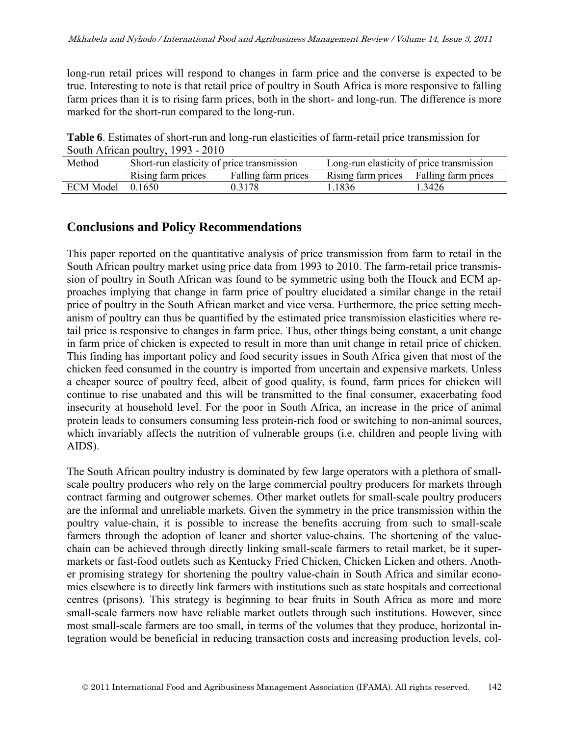long-run retail prices will respond to changes in farm price and the converse is expected to be true. Interesting to note is that retail price of poultry in South Africa is more responsive to falling farm prices than it is to rising farm prices, both in the short- and long-run. The difference is more marked for the short-run compared to the long-run.

**Table 6**. Estimates of short-run and long-run elasticities of farm-retail price transmission for South African poultry, 1993 - 2010

| Method | Short-run elasticity of price transmission | | Long-run elasticity of price transmission | |
|---|---|---|---|---|
| | Rising farm prices | Falling farm prices | Rising farm prices | Falling farm prices |
| ECM Model | 0.1650 | 0.3178 | 1.1836 | 1.3426 |

## Conclusions and Policy Recommendations

This paper reported on the quantitative analysis of price transmission from farm to retail in the South African poultry market using price data from 1993 to 2010. The farm-retail price transmission of poultry in South African was found to be symmetric using both the Houck and ECM approaches implying that change in farm price of poultry elucidated a similar change in the retail price of poultry in the South African market and vice versa. Furthermore, the price setting mechanism of poultry can thus be quantified by the estimated price transmission elasticities where retail price is responsive to changes in farm price. Thus, other things being constant, a unit change in farm price of chicken is expected to result in more than unit change in retail price of chicken. This finding has important policy and food security issues in South Africa given that most of the chicken feed consumed in the country is imported from uncertain and expensive markets. Unless a cheaper source of poultry feed, albeit of good quality, is found, farm prices for chicken will continue to rise unabated and this will be transmitted to the final consumer, exacerbating food insecurity at household level. For the poor in South Africa, an increase in the price of animal protein leads to consumers consuming less protein-rich food or switching to non-animal sources, which invariably affects the nutrition of vulnerable groups (i.e. children and people living with AIDS).

The South African poultry industry is dominated by few large operators with a plethora of small-scale poultry producers who rely on the large commercial poultry producers for markets through contract farming and outgrower schemes. Other market outlets for small-scale poultry producers are the informal and unreliable markets. Given the symmetry in the price transmission within the poultry value-chain, it is possible to increase the benefits accruing from such to small-scale farmers through the adoption of leaner and shorter value-chains. The shortening of the value-chain can be achieved through directly linking small-scale farmers to retail market, be it supermarkets or fast-food outlets such as Kentucky Fried Chicken, Chicken Licken and others. Another promising strategy for shortening the poultry value-chain in South Africa and similar economies elsewhere is to directly link farmers with institutions such as state hospitals and correctional centres (prisons). This strategy is beginning to bear fruits in South Africa as more and more small-scale farmers now have reliable market outlets through such institutions. However, since most small-scale farmers are too small, in terms of the volumes that they produce, horizontal integration would be beneficial in reducing transaction costs and increasing production levels, col-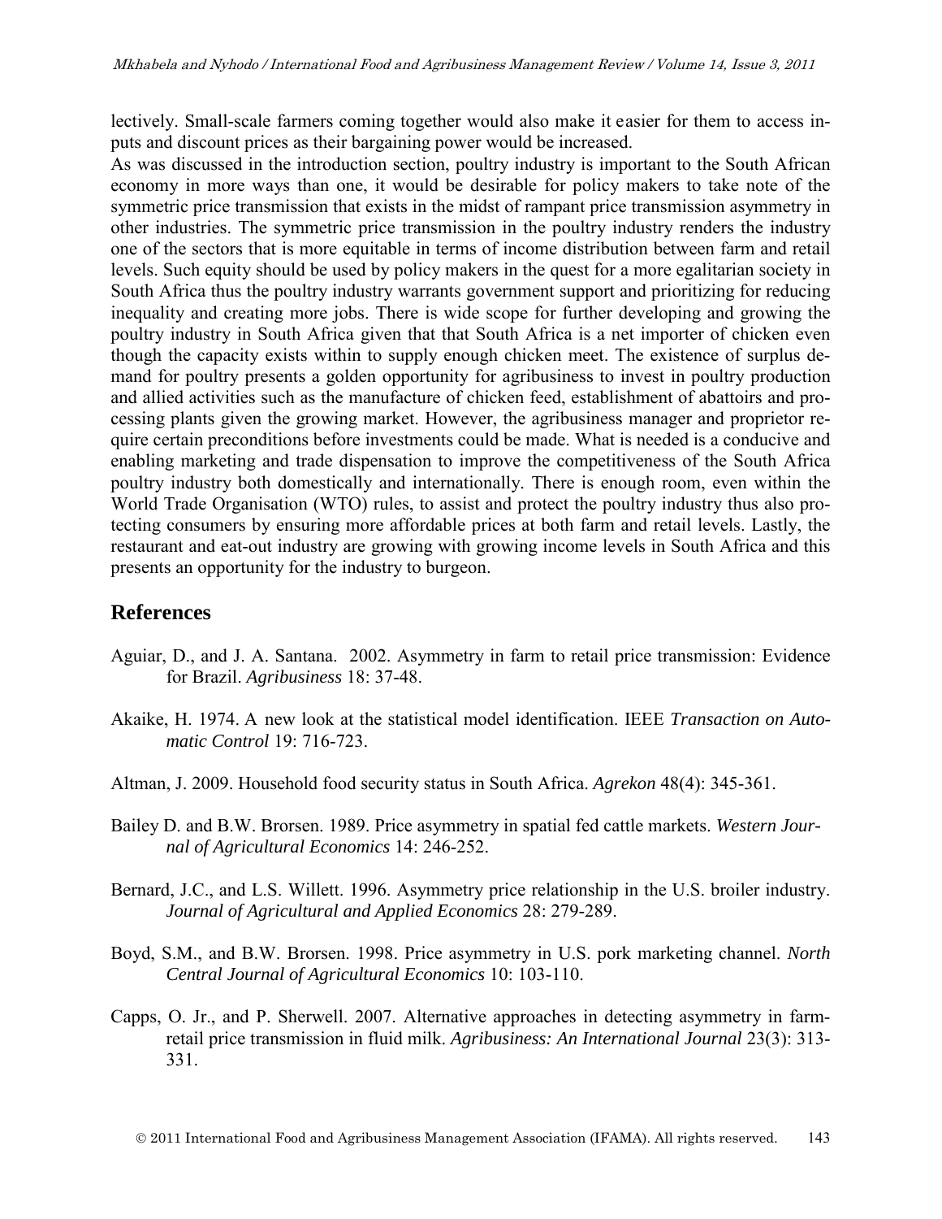lectively. Small-scale farmers coming together would also make it easier for them to access inputs and discount prices as their bargaining power would be increased.

As was discussed in the introduction section, poultry industry is important to the South African economy in more ways than one, it would be desirable for policy makers to take note of the symmetric price transmission that exists in the midst of rampant price transmission asymmetry in other industries. The symmetric price transmission in the poultry industry renders the industry one of the sectors that is more equitable in terms of income distribution between farm and retail levels. Such equity should be used by policy makers in the quest for a more egalitarian society in South Africa thus the poultry industry warrants government support and prioritizing for reducing inequality and creating more jobs. There is wide scope for further developing and growing the poultry industry in South Africa given that that South Africa is a net importer of chicken even though the capacity exists within to supply enough chicken meet. The existence of surplus demand for poultry presents a golden opportunity for agribusiness to invest in poultry production and allied activities such as the manufacture of chicken feed, establishment of abattoirs and processing plants given the growing market. However, the agribusiness manager and proprietor require certain preconditions before investments could be made. What is needed is a conducive and enabling marketing and trade dispensation to improve the competitiveness of the South Africa poultry industry both domestically and internationally. There is enough room, even within the World Trade Organisation (WTO) rules, to assist and protect the poultry industry thus also protecting consumers by ensuring more affordable prices at both farm and retail levels. Lastly, the restaurant and eat-out industry are growing with growing income levels in South Africa and this presents an opportunity for the industry to burgeon.

## References

Aguiar, D., and J. A. Santana. 2002. Asymmetry in farm to retail price transmission: Evidence for Brazil. *Agribusiness* 18: 37-48.

Akaike, H. 1974. A new look at the statistical model identification. IEEE *Transaction on Automatic Control* 19: 716-723.

Altman, J. 2009. Household food security status in South Africa. *Agrekon* 48(4): 345-361.

Bailey D. and B.W. Brorsen. 1989. Price asymmetry in spatial fed cattle markets. *Western Journal of Agricultural Economics* 14: 246-252.

Bernard, J.C., and L.S. Willett. 1996. Asymmetry price relationship in the U.S. broiler industry. *Journal of Agricultural and Applied Economics* 28: 279-289.

Boyd, S.M., and B.W. Brorsen. 1998. Price asymmetry in U.S. pork marketing channel. *North Central Journal of Agricultural Economics* 10: 103-110.

Capps, O. Jr., and P. Sherwell. 2007. Alternative approaches in detecting asymmetry in farm-retail price transmission in fluid milk. *Agribusiness: An International Journal* 23(3): 313-331.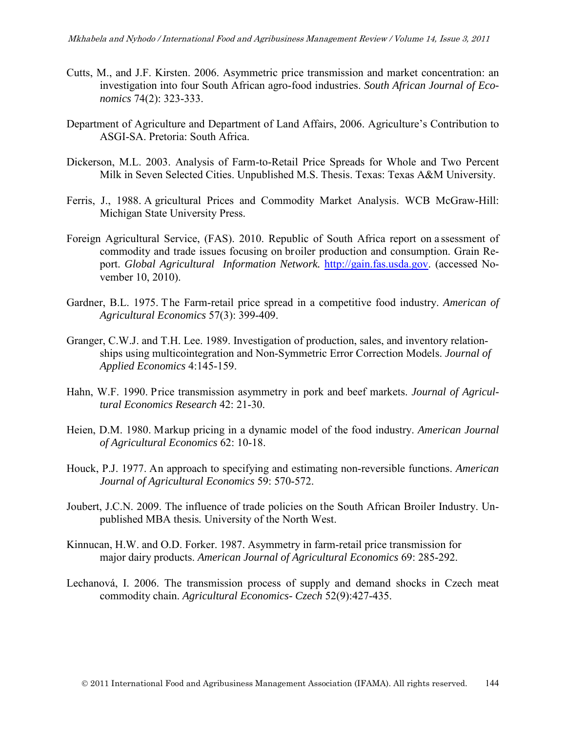Cutts, M., and J.F. Kirsten. 2006. Asymmetric price transmission and market concentration: an investigation into four South African agro-food industries. *South African Journal of Economics* 74(2): 323-333.

Department of Agriculture and Department of Land Affairs, 2006. Agriculture's Contribution to ASGI-SA. Pretoria: South Africa.

Dickerson, M.L. 2003. Analysis of Farm-to-Retail Price Spreads for Whole and Two Percent Milk in Seven Selected Cities. Unpublished M.S. Thesis. Texas: Texas A&M University.

Ferris, J., 1988. A gricultural Prices and Commodity Market Analysis. WCB McGraw-Hill: Michigan State University Press.

Foreign Agricultural Service, (FAS). 2010. Republic of South Africa report on a ssessment of commodity and trade issues focusing on broiler production and consumption. Grain Report. *Global Agricultural Information Network.* http://gain.fas.usda.gov. (accessed November 10, 2010).

Gardner, B.L. 1975. The Farm-retail price spread in a competitive food industry. *American of Agricultural Economics* 57(3): 399-409.

Granger, C.W.J. and T.H. Lee. 1989. Investigation of production, sales, and inventory relationships using multicointegration and Non-Symmetric Error Correction Models. *Journal of Applied Economics* 4:145-159.

Hahn, W.F. 1990. Price transmission asymmetry in pork and beef markets. *Journal of Agricultural Economics Research* 42: 21-30.

Heien, D.M. 1980. Markup pricing in a dynamic model of the food industry. *American Journal of Agricultural Economics* 62: 10-18.

Houck, P.J. 1977. An approach to specifying and estimating non-reversible functions. *American Journal of Agricultural Economics* 59: 570-572.

Joubert, J.C.N. 2009. The influence of trade policies on the South African Broiler Industry. Unpublished MBA thesis. University of the North West.

Kinnucan, H.W. and O.D. Forker. 1987. Asymmetry in farm-retail price transmission for major dairy products. *American Journal of Agricultural Economics* 69: 285-292.

Lechanová, I. 2006. The transmission process of supply and demand shocks in Czech meat commodity chain. *Agricultural Economics- Czech* 52(9):427-435.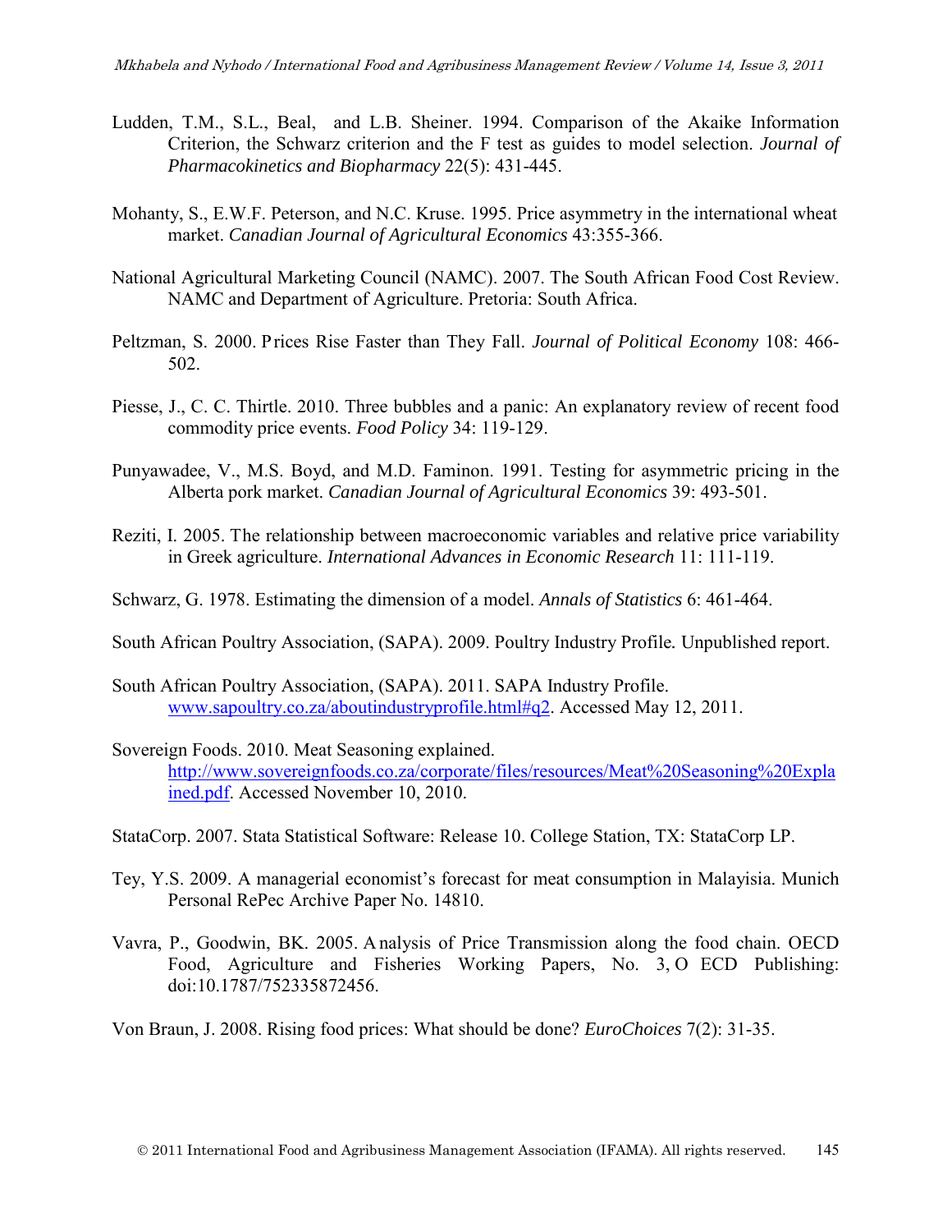Ludden, T.M., S.L., Beal, and L.B. Sheiner. 1994. Comparison of the Akaike Information Criterion, the Schwarz criterion and the F test as guides to model selection. *Journal of Pharmacokinetics and Biopharmacy* 22(5): 431-445.

Mohanty, S., E.W.F. Peterson, and N.C. Kruse. 1995. Price asymmetry in the international wheat market. *Canadian Journal of Agricultural Economics* 43:355-366.

National Agricultural Marketing Council (NAMC). 2007. The South African Food Cost Review. NAMC and Department of Agriculture. Pretoria: South Africa.

Peltzman, S. 2000. Prices Rise Faster than They Fall. *Journal of Political Economy* 108: 466-502.

Piesse, J., C. C. Thirtle. 2010. Three bubbles and a panic: An explanatory review of recent food commodity price events. *Food Policy* 34: 119-129.

Punyawadee, V., M.S. Boyd, and M.D. Faminon. 1991. Testing for asymmetric pricing in the Alberta pork market. *Canadian Journal of Agricultural Economics* 39: 493-501.

Reziti, I. 2005. The relationship between macroeconomic variables and relative price variability in Greek agriculture. *International Advances in Economic Research* 11: 111-119.

Schwarz, G. 1978. Estimating the dimension of a model. *Annals of Statistics* 6: 461-464.

South African Poultry Association, (SAPA). 2009. Poultry Industry Profile. Unpublished report.

South African Poultry Association, (SAPA). 2011. SAPA Industry Profile. www.sapoultry.co.za/aboutindustryprofile.html#q2. Accessed May 12, 2011.

Sovereign Foods. 2010. Meat Seasoning explained. http://www.sovereignfoods.co.za/corporate/files/resources/Meat%20Seasoning%20Explained.pdf. Accessed November 10, 2010.

StataCorp. 2007. Stata Statistical Software: Release 10. College Station, TX: StataCorp LP.

Tey, Y.S. 2009. A managerial economist's forecast for meat consumption in Malayisia. Munich Personal RePec Archive Paper No. 14810.

Vavra, P., Goodwin, BK. 2005. Analysis of Price Transmission along the food chain. OECD Food, Agriculture and Fisheries Working Papers, No. 3, OECD Publishing: doi:10.1787/752335872456.

Von Braun, J. 2008. Rising food prices: What should be done? *EuroChoices* 7(2): 31-35.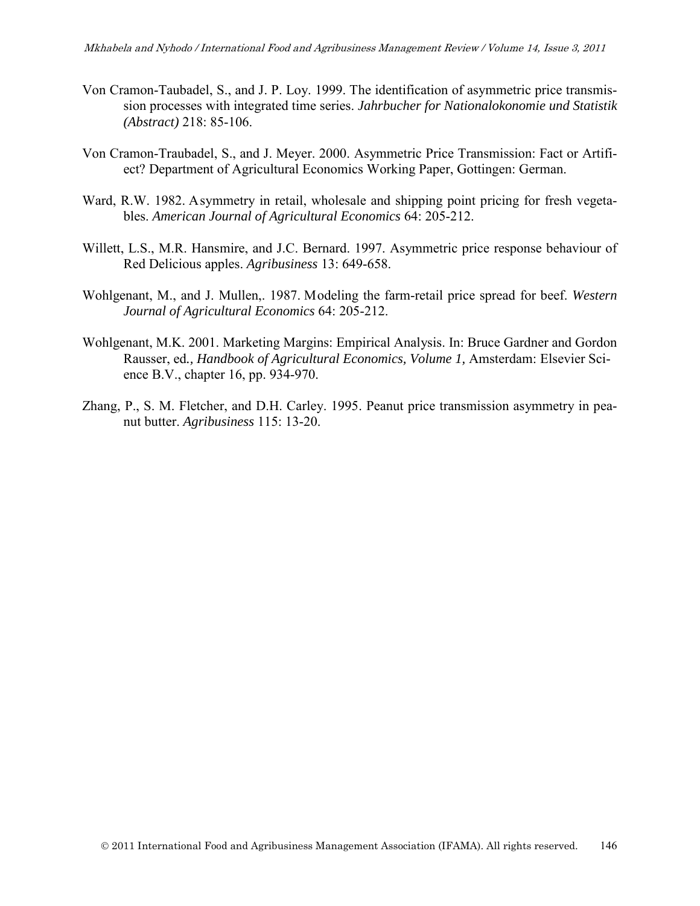Von Cramon-Taubadel, S., and J. P. Loy. 1999. The identification of asymmetric price transmission processes with integrated time series. *Jahrbucher for Nationalokonomie und Statistik (Abstract)* 218: 85-106.

Von Cramon-Traubadel, S., and J. Meyer. 2000. Asymmetric Price Transmission: Fact or Artifiect? Department of Agricultural Economics Working Paper, Gottingen: German.

Ward, R.W. 1982. Asymmetry in retail, wholesale and shipping point pricing for fresh vegetables. *American Journal of Agricultural Economics* 64: 205-212.

Willett, L.S., M.R. Hansmire, and J.C. Bernard. 1997. Asymmetric price response behaviour of Red Delicious apples. *Agribusiness* 13: 649-658.

Wohlgenant, M., and J. Mullen,. 1987. Modeling the farm-retail price spread for beef. *Western Journal of Agricultural Economics* 64: 205-212.

Wohlgenant, M.K. 2001. Marketing Margins: Empirical Analysis. In: Bruce Gardner and Gordon Rausser, ed*., Handbook of Agricultural Economics, Volume 1,* Amsterdam: Elsevier Science B.V., chapter 16, pp. 934-970.

Zhang, P., S. M. Fletcher, and D.H. Carley. 1995. Peanut price transmission asymmetry in peanut butter. *Agribusiness* 115: 13-20.